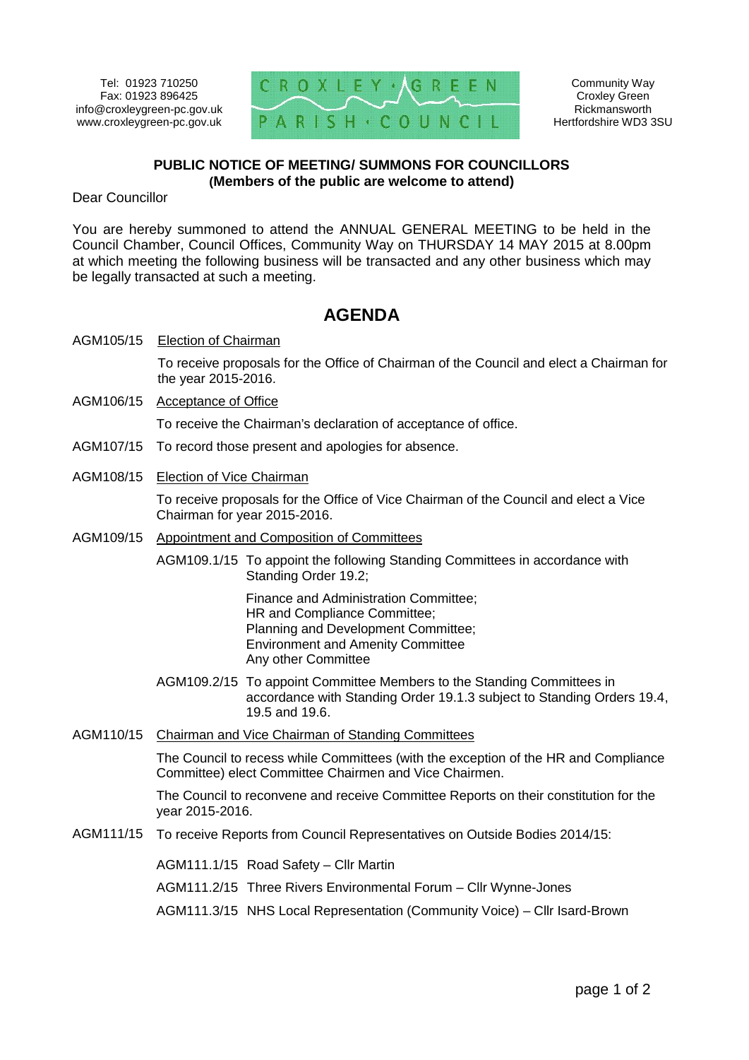Tel: 01923 710250
Fax: 01923 896425
info@croxleygreen-pc.gov.uk
www.croxleygreen-pc.gov.uk

CROXLEY GREEN PARISH COUNCIL

Community Way
Croxley Green
Rickmansworth
Hertfordshire WD3 3SU

**PUBLIC NOTICE OF MEETING/ SUMMONS FOR COUNCILLORS**
**(Members of the public are welcome to attend)**

Dear Councillor

You are hereby summoned to attend the ANNUAL GENERAL MEETING to be held in the Council Chamber, Council Offices, Community Way on THURSDAY 14 MAY 2015 at 8.00pm at which meeting the following business will be transacted and any other business which may be legally transacted at such a meeting.

# AGENDA

AGM105/15 Election of Chairman

To receive proposals for the Office of Chairman of the Council and elect a Chairman for the year 2015-2016.

AGM106/15 Acceptance of Office

To receive the Chairman's declaration of acceptance of office.

AGM107/15 To record those present and apologies for absence.

AGM108/15 Election of Vice Chairman

To receive proposals for the Office of Vice Chairman of the Council and elect a Vice Chairman for year 2015-2016.

AGM109/15 Appointment and Composition of Committees

AGM109.1/15 To appoint the following Standing Committees in accordance with Standing Order 19.2;

Finance and Administration Committee;
HR and Compliance Committee;
Planning and Development Committee;
Environment and Amenity Committee
Any other Committee

AGM109.2/15 To appoint Committee Members to the Standing Committees in accordance with Standing Order 19.1.3 subject to Standing Orders 19.4, 19.5 and 19.6.

AGM110/15 Chairman and Vice Chairman of Standing Committees

The Council to recess while Committees (with the exception of the HR and Compliance Committee) elect Committee Chairmen and Vice Chairmen.

The Council to reconvene and receive Committee Reports on their constitution for the year 2015-2016.

AGM111/15 To receive Reports from Council Representatives on Outside Bodies 2014/15:

AGM111.1/15 Road Safety – Cllr Martin

AGM111.2/15 Three Rivers Environmental Forum – Cllr Wynne-Jones

AGM111.3/15 NHS Local Representation (Community Voice) – Cllr Isard-Brown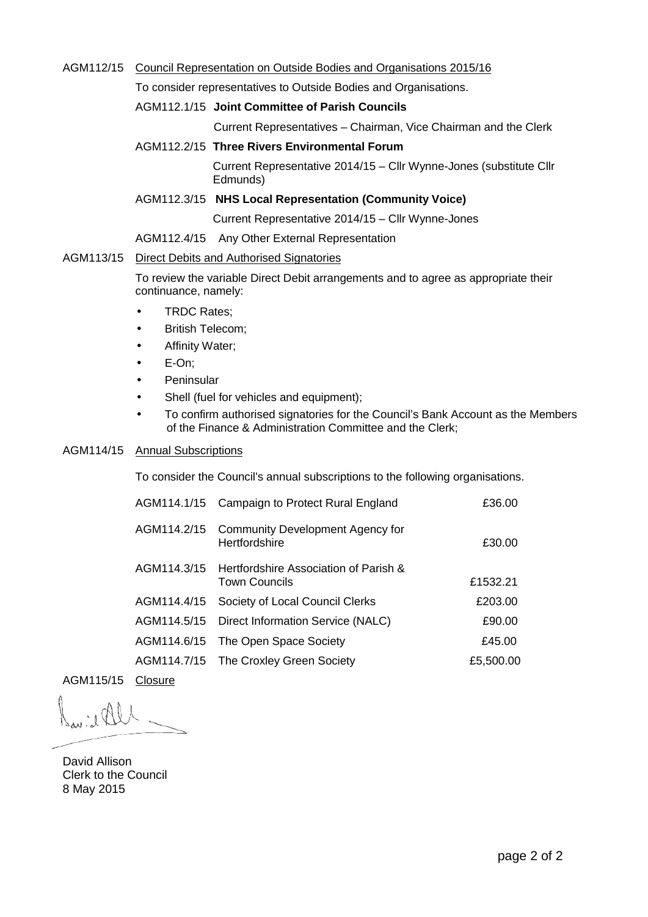AGM112/15 Council Representation on Outside Bodies and Organisations 2015/16

To consider representatives to Outside Bodies and Organisations.

AGM112.1/15 **Joint Committee of Parish Councils**

Current Representatives – Chairman, Vice Chairman and the Clerk

AGM112.2/15 **Three Rivers Environmental Forum**

Current Representative 2014/15 – Cllr Wynne-Jones (substitute Cllr Edmunds)

AGM112.3/15 **NHS Local Representation (Community Voice)**

Current Representative 2014/15 – Cllr Wynne-Jones

AGM112.4/15 Any Other External Representation

AGM113/15 Direct Debits and Authorised Signatories

To review the variable Direct Debit arrangements and to agree as appropriate their continuance, namely:

- TRDC Rates;
- British Telecom;
- Affinity Water;
- E-On;
- Peninsular
- Shell (fuel for vehicles and equipment);
- To confirm authorised signatories for the Council's Bank Account as the Members of the Finance & Administration Committee and the Clerk;

AGM114/15 Annual Subscriptions

To consider the Council's annual subscriptions to the following organisations.

| | | |
|---|---|---|
| AGM114.1/15 | Campaign to Protect Rural England | £36.00 |
| AGM114.2/15 | Community Development Agency for Hertfordshire | £30.00 |
| AGM114.3/15 | Hertfordshire Association of Parish & Town Councils | £1532.21 |
| AGM114.4/15 | Society of Local Council Clerks | £203.00 |
| AGM114.5/15 | Direct Information Service (NALC) | £90.00 |
| AGM114.6/15 | The Open Space Society | £45.00 |
| AGM114.7/15 | The Croxley Green Society | £5,500.00 |

AGM115/15 Closure

David Allison
Clerk to the Council
8 May 2015